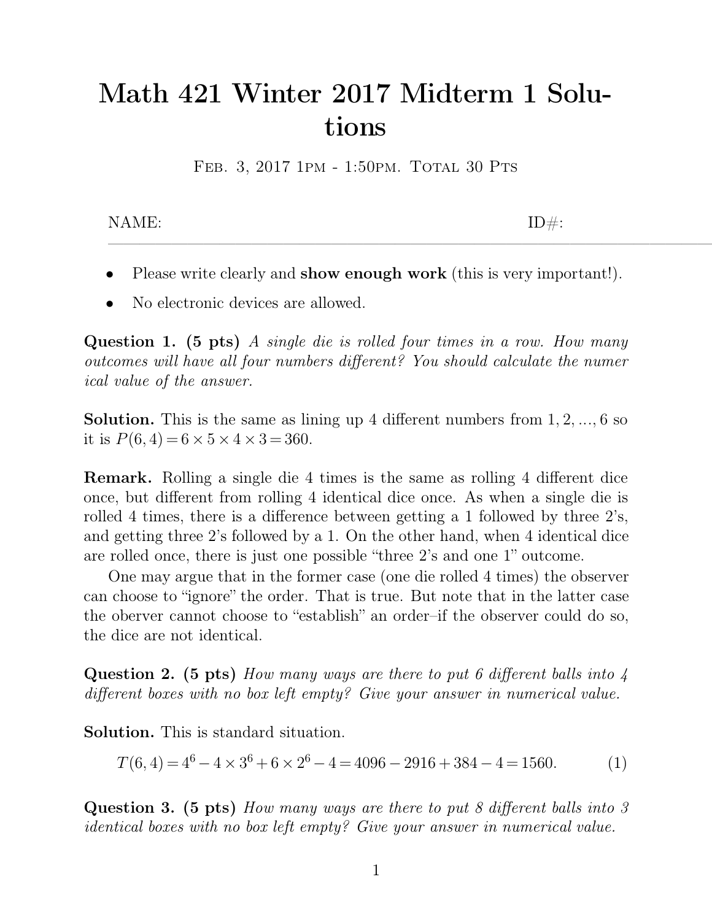# Math 421 Winter 2017 Midterm 1 Solutions

Feb. 3, 2017 1pm - 1:50pm. Total 30 Pts

NAME: ID#:

---

- Please write clearly and **show enough work** (this is very important!).
- No electronic devices are allowed.

**Question 1. (5 pts)** *A single die is rolled four times in a row. How many outcomes will have all four numbers different? You should calculate the numerical value of the answer.*

**Solution.** This is the same as lining up 4 different numbers from $1, 2, ..., 6$ so it is $P(6,4) = 6 \times 5 \times 4 \times 3 = 360$.

**Remark.** Rolling a single die 4 times is the same as rolling 4 different dice once, but different from rolling 4 identical dice once. As when a single die is rolled 4 times, there is a difference between getting a 1 followed by three 2's, and getting three 2's followed by a 1. On the other hand, when 4 identical dice are rolled once, there is just one possible "three 2's and one 1" outcome.

One may argue that in the former case (one die rolled 4 times) the observer can choose to "ignore" the order. That is true. But note that in the latter case the oberver cannot choose to "establish" an order–if the observer could do so, the dice are not identical.

**Question 2. (5 pts)** *How many ways are there to put 6 different balls into 4 different boxes with no box left empty? Give your answer in numerical value.*

**Solution.** This is standard situation.

$$T(6,4) = 4^6 - 4 \times 3^6 + 6 \times 2^6 - 4 = 4096 - 2916 + 384 - 4 = 1560. \quad (1)$$

**Question 3. (5 pts)** *How many ways are there to put 8 different balls into 3 identical boxes with no box left empty? Give your answer in numerical value.*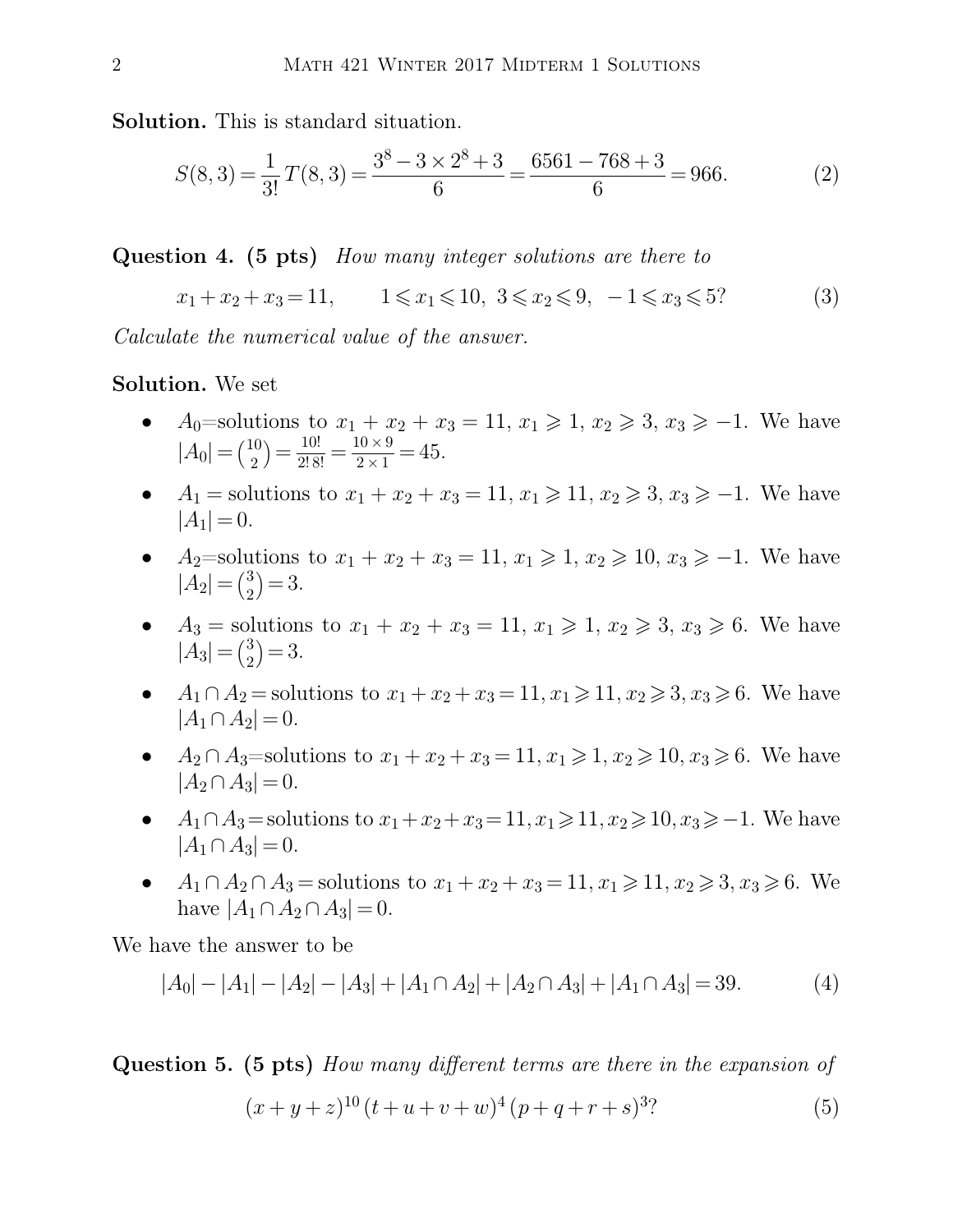**Solution.** This is standard situation.

$$S(8,3) = \frac{1}{3!} T(8,3) = \frac{3^8 - 3 \times 2^8 + 3}{6} = \frac{6561 - 768 + 3}{6} = 966. \tag{2}$$

**Question 4. (5 pts)** *How many integer solutions are there to*

$$x_1 + x_2 + x_3 = 11, \qquad 1 \leqslant x_1 \leqslant 10,\ 3 \leqslant x_2 \leqslant 9,\ -1 \leqslant x_3 \leqslant 5? \tag{3}$$

*Calculate the numerical value of the answer.*

**Solution.** We set

- $A_0$=solutions to $x_1 + x_2 + x_3 = 11$, $x_1 \geqslant 1$, $x_2 \geqslant 3$, $x_3 \geqslant -1$. We have $|A_0| = \binom{10}{2} = \frac{10!}{2!\,8!} = \frac{10 \times 9}{2 \times 1} = 45$.
- $A_1$ = solutions to $x_1 + x_2 + x_3 = 11$, $x_1 \geqslant 11$, $x_2 \geqslant 3$, $x_3 \geqslant -1$. We have $|A_1| = 0$.
- $A_2$=solutions to $x_1 + x_2 + x_3 = 11$, $x_1 \geqslant 1$, $x_2 \geqslant 10$, $x_3 \geqslant -1$. We have $|A_2| = \binom{3}{2} = 3$.
- $A_3$ = solutions to $x_1 + x_2 + x_3 = 11$, $x_1 \geqslant 1$, $x_2 \geqslant 3$, $x_3 \geqslant 6$. We have $|A_3| = \binom{3}{2} = 3$.
- $A_1 \cap A_2$ = solutions to $x_1 + x_2 + x_3 = 11, x_1 \geqslant 11, x_2 \geqslant 3, x_3 \geqslant 6$. We have $|A_1 \cap A_2| = 0$.
- $A_2 \cap A_3$=solutions to $x_1 + x_2 + x_3 = 11, x_1 \geqslant 1, x_2 \geqslant 10, x_3 \geqslant 6$. We have $|A_2 \cap A_3| = 0$.
- $A_1 \cap A_3$ = solutions to $x_1 + x_2 + x_3 = 11, x_1 \geqslant 11, x_2 \geqslant 10, x_3 \geqslant -1$. We have $|A_1 \cap A_3| = 0$.
- $A_1 \cap A_2 \cap A_3$ = solutions to $x_1 + x_2 + x_3 = 11, x_1 \geqslant 11, x_2 \geqslant 3, x_3 \geqslant 6$. We have $|A_1 \cap A_2 \cap A_3| = 0$.

We have the answer to be

$$|A_0| - |A_1| - |A_2| - |A_3| + |A_1 \cap A_2| + |A_2 \cap A_3| + |A_1 \cap A_3| = 39. \tag{4}$$

**Question 5. (5 pts)** *How many different terms are there in the expansion of*

$$(x + y + z)^{10} (t + u + v + w)^4 (p + q + r + s)^3? \tag{5}$$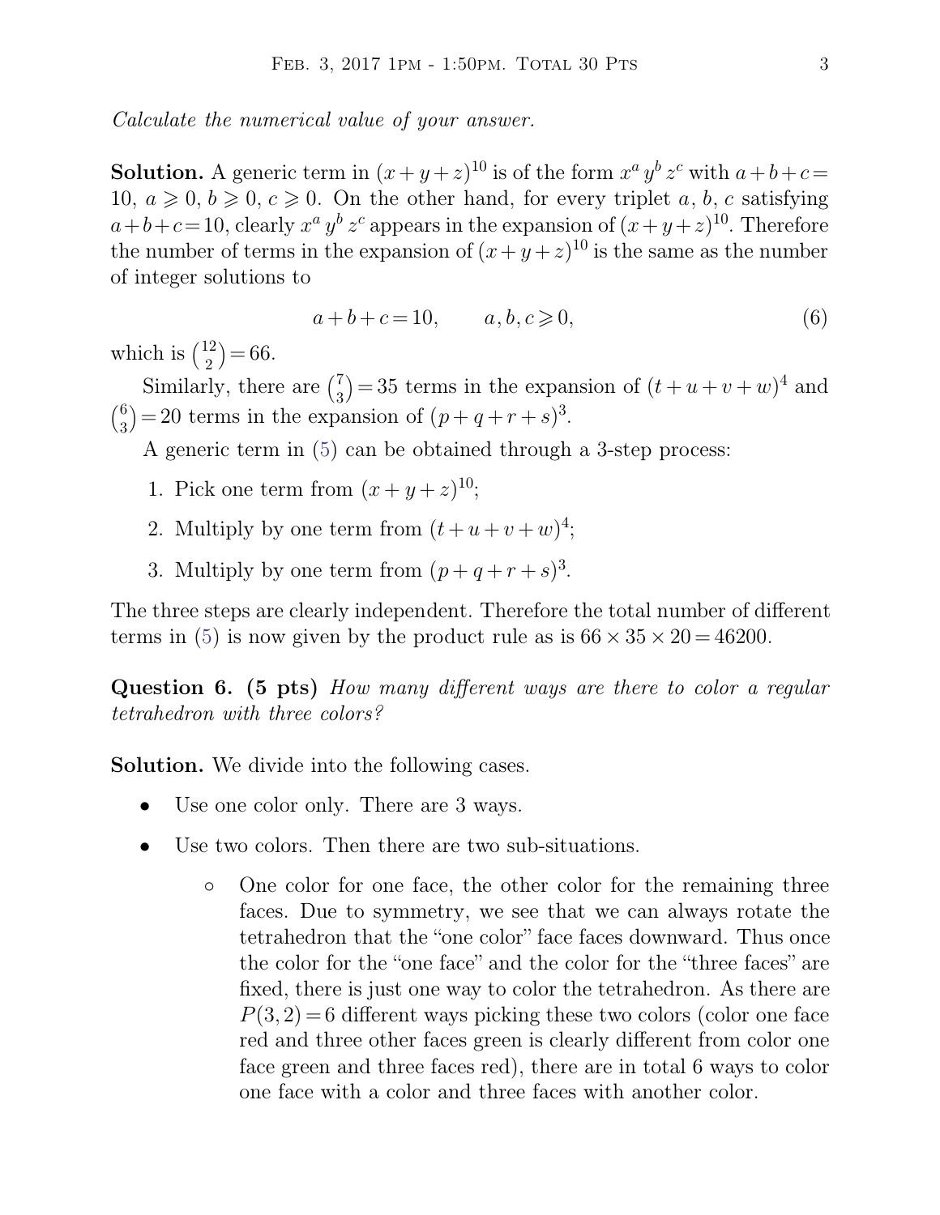*Calculate the numerical value of your answer.*

**Solution.** A generic term in $(x+y+z)^{10}$ is of the form $x^a\, y^b\, z^c$ with $a+b+c=10$, $a \geqslant 0$, $b \geqslant 0$, $c \geqslant 0$. On the other hand, for every triplet $a$, $b$, $c$ satisfying $a+b+c=10$, clearly $x^a\, y^b\, z^c$ appears in the expansion of $(x+y+z)^{10}$. Therefore the number of terms in the expansion of $(x+y+z)^{10}$ is the same as the number of integer solutions to

$$a+b+c=10, \qquad a, b, c \geqslant 0, \tag{6}$$

which is $\binom{12}{2}=66$.

Similarly, there are $\binom{7}{3}=35$ terms in the expansion of $(t+u+v+w)^4$ and $\binom{6}{3}=20$ terms in the expansion of $(p+q+r+s)^3$.

A generic term in (5) can be obtained through a 3-step process:

1. Pick one term from $(x+y+z)^{10}$;
2. Multiply by one term from $(t+u+v+w)^4$;
3. Multiply by one term from $(p+q+r+s)^3$.

The three steps are clearly independent. Therefore the total number of different terms in (5) is now given by the product rule as is $66 \times 35 \times 20 = 46200$.

**Question 6. (5 pts)** *How many different ways are there to color a regular tetrahedron with three colors?*

**Solution.** We divide into the following cases.

- Use one color only. There are 3 ways.
- Use two colors. Then there are two sub-situations.
  - One color for one face, the other color for the remaining three faces. Due to symmetry, we see that we can always rotate the tetrahedron that the "one color" face faces downward. Thus once the color for the "one face" and the color for the "three faces" are fixed, there is just one way to color the tetrahedron. As there are $P(3,2)=6$ different ways picking these two colors (color one face red and three other faces green is clearly different from color one face green and three faces red), there are in total 6 ways to color one face with a color and three faces with another color.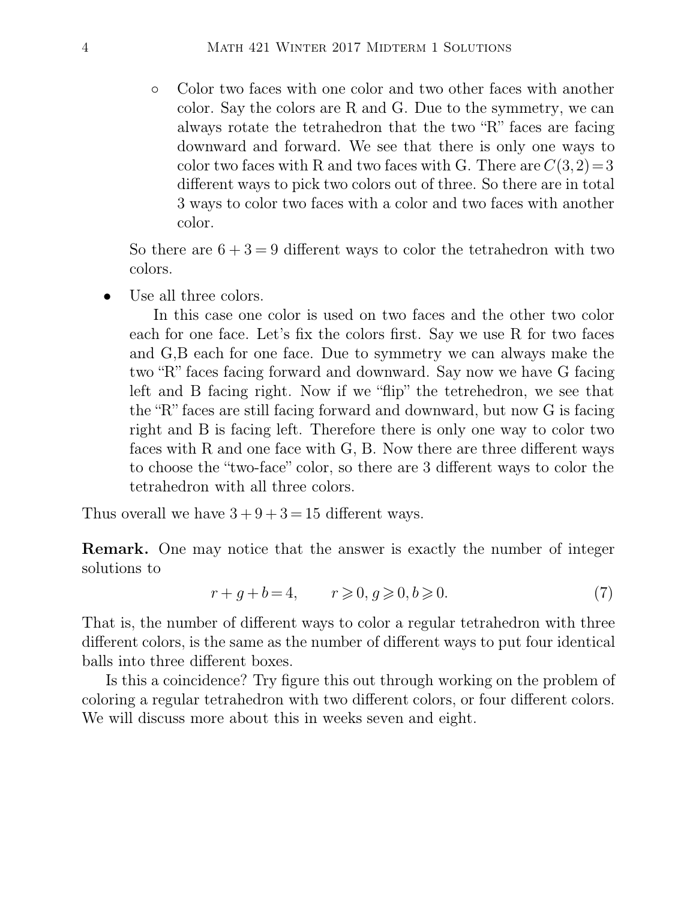- ◦ Color two faces with one color and two other faces with another color. Say the colors are R and G. Due to the symmetry, we can always rotate the tetrahedron that the two "R" faces are facing downward and forward. We see that there is only one ways to color two faces with R and two faces with G. There are $C(3,2) = 3$ different ways to pick two colors out of three. So there are in total 3 ways to color two faces with a color and two faces with another color.

  So there are $6 + 3 = 9$ different ways to color the tetrahedron with two colors.

- Use all three colors.

  In this case one color is used on two faces and the other two color each for one face. Let's fix the colors first. Say we use R for two faces and G,B each for one face. Due to symmetry we can always make the two "R" faces facing forward and downward. Say now we have G facing left and B facing right. Now if we "flip" the tetrehedron, we see that the "R" faces are still facing forward and downward, but now G is facing right and B is facing left. Therefore there is only one way to color two faces with R and one face with G, B. Now there are three different ways to choose the "two-face" color, so there are 3 different ways to color the tetrahedron with all three colors.

Thus overall we have $3 + 9 + 3 = 15$ different ways.

**Remark.** One may notice that the answer is exactly the number of integer solutions to

$$r + g + b = 4, \qquad r \geqslant 0, g \geqslant 0, b \geqslant 0. \tag{7}$$

That is, the number of different ways to color a regular tetrahedron with three different colors, is the same as the number of different ways to put four identical balls into three different boxes.

Is this a coincidence? Try figure this out through working on the problem of coloring a regular tetrahedron with two different colors, or four different colors. We will discuss more about this in weeks seven and eight.